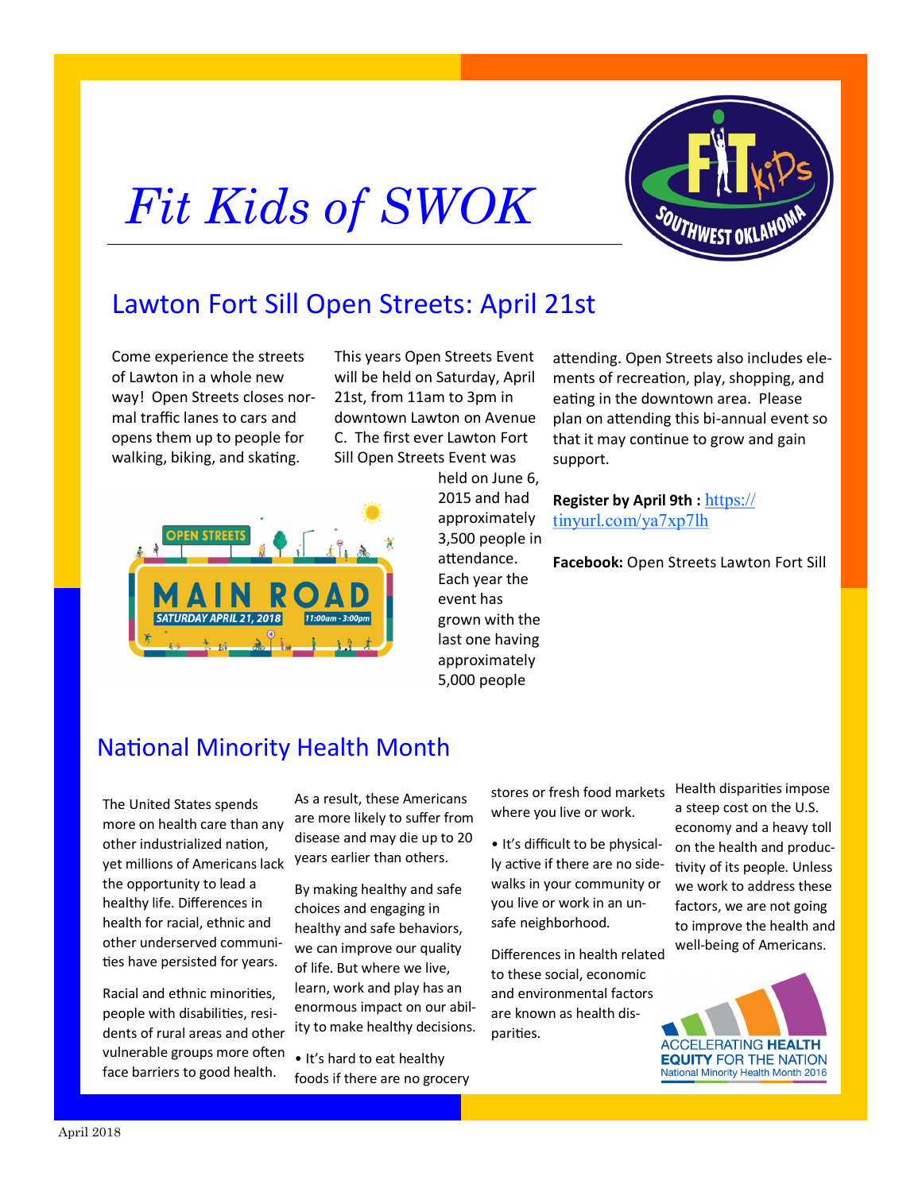# Fit Kids of SWOK

## Lawton Fort Sill Open Streets: April 21st

Come experience the streets of Lawton in a whole new way! Open Streets closes normal traffic lanes to cars and opens them up to people for walking, biking, and skating.

This years Open Streets Event will be held on Saturday, April 21st, from 11am to 3pm in downtown Lawton on Avenue C. The first ever Lawton Fort Sill Open Streets Event was held on June 6, 2015 and had approximately 3,500 people in attendance. Each year the event has grown with the last one having approximately 5,000 people attending. Open Streets also includes elements of recreation, play, shopping, and eating in the downtown area. Please plan on attending this bi-annual event so that it may continue to grow and gain support.

**Register by April 9th :** https://tinyurl.com/ya7xp7lh

**Facebook:** Open Streets Lawton Fort Sill

## National Minority Health Month

The United States spends more on health care than any other industrialized nation, yet millions of Americans lack the opportunity to lead a healthy life. Differences in health for racial, ethnic and other underserved communities have persisted for years.

Racial and ethnic minorities, people with disabilities, residents of rural areas and other vulnerable groups more often face barriers to good health.

As a result, these Americans are more likely to suffer from disease and may die up to 20 years earlier than others.

By making healthy and safe choices and engaging in healthy and safe behaviors, we can improve our quality of life. But where we live, learn, work and play has an enormous impact on our ability to make healthy decisions.

- It's hard to eat healthy foods if there are no grocery stores or fresh food markets where you live or work.
- It's difficult to be physically active if there are no sidewalks in your community or you live or work in an unsafe neighborhood.

Differences in health related to these social, economic and environmental factors are known as health disparities.

Health disparities impose a steep cost on the U.S. economy and a heavy toll on the health and productivity of its people. Unless we work to address these factors, we are not going to improve the health and well-being of Americans.

April 2018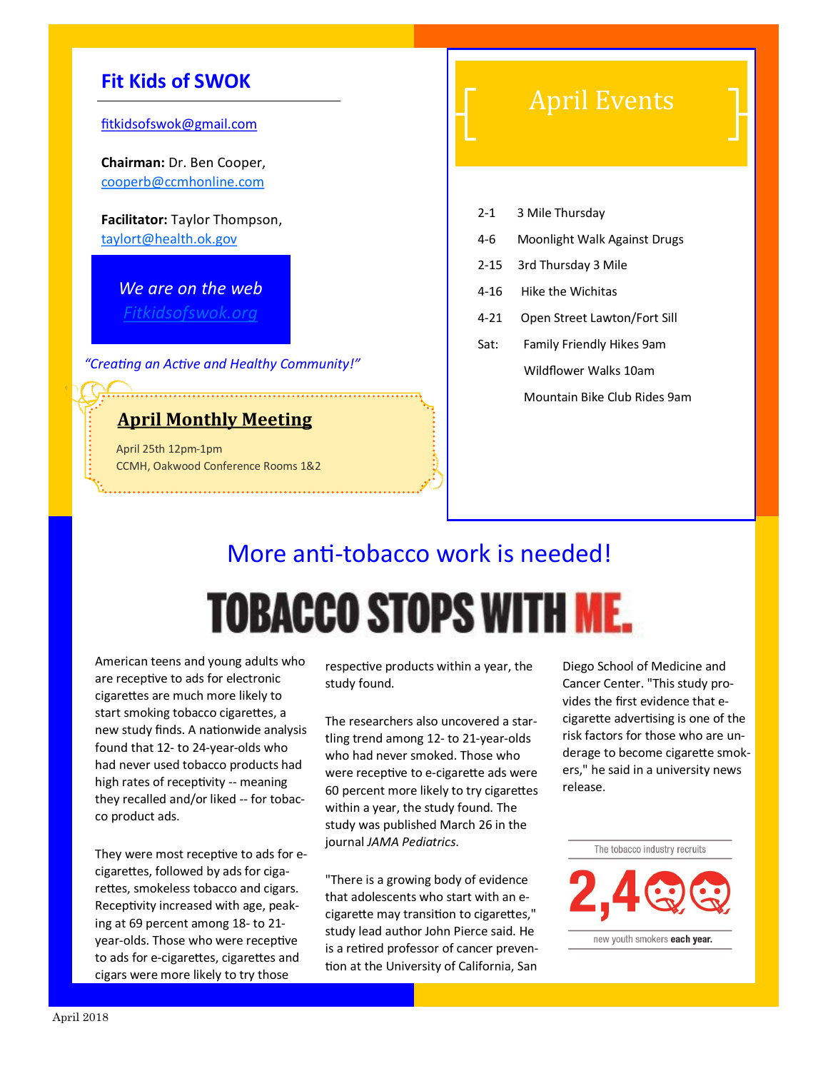## Fit Kids of SWOK

fitkidsofswok@gmail.com

**Chairman:** Dr. Ben Cooper, cooperb@ccmhonline.com

**Facilitator:** Taylor Thompson, taylort@health.ok.gov

*We are on the web*
*Fitkidsofswok.org*

*"Creating an Active and Healthy Community!"*

### April Monthly Meeting

April 25th 12pm-1pm
CCMH, Oakwood Conference Rooms 1&2

## April Events

| | |
|---|---|
| 2-1 | 3 Mile Thursday |
| 4-6 | Moonlight Walk Against Drugs |
| 2-15 | 3rd Thursday 3 Mile |
| 4-16 | Hike the Wichitas |
| 4-21 | Open Street Lawton/Fort Sill |
| Sat: | Family Friendly Hikes 9am |
| | Wildflower Walks 10am |
| | Mountain Bike Club Rides 9am |

## More anti-tobacco work is needed!

# TOBACCO STOPS WITH ME.

American teens and young adults who are receptive to ads for electronic cigarettes are much more likely to start smoking tobacco cigarettes, a new study finds. A nationwide analysis found that 12- to 24-year-olds who had never used tobacco products had high rates of receptivity -- meaning they recalled and/or liked -- for tobacco product ads.

They were most receptive to ads for e-cigarettes, followed by ads for cigarettes, smokeless tobacco and cigars. Receptivity increased with age, peaking at 69 percent among 18- to 21-year-olds. Those who were receptive to ads for e-cigarettes, cigarettes and cigars were more likely to try those respective products within a year, the study found.

The researchers also uncovered a startling trend among 12- to 21-year-olds who had never smoked. Those who were receptive to e-cigarette ads were 60 percent more likely to try cigarettes within a year, the study found. The study was published March 26 in the journal *JAMA Pediatrics*.

"There is a growing body of evidence that adolescents who start with an e-cigarette may transition to cigarettes," study lead author John Pierce said. He is a retired professor of cancer prevention at the University of California, San Diego School of Medicine and Cancer Center. "This study provides the first evidence that e-cigarette advertising is one of the risk factors for those who are underage to become cigarette smokers," he said in a university news release.

The tobacco industry recruits
2,4
new youth smokers **each year.**

April 2018